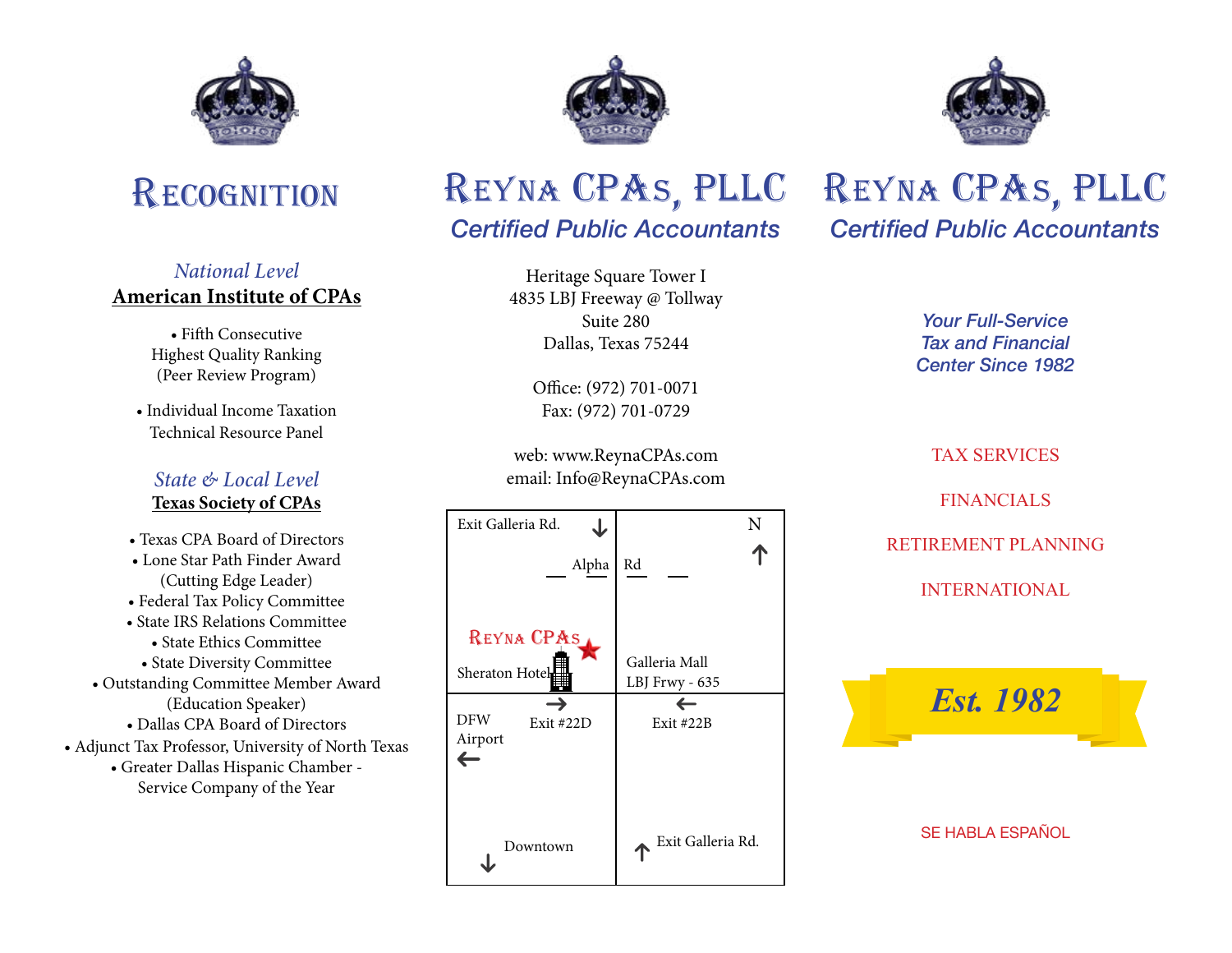# Recognition

*National Level*

**American Institute of CPAs**

- Fifth Consecutive Highest Quality Ranking (Peer Review Program)
- Individual Income Taxation Technical Resource Panel

*State & Local Level*

**Texas Society of CPAs**

- Texas CPA Board of Directors
- Lone Star Path Finder Award (Cutting Edge Leader)
- Federal Tax Policy Committee
- State IRS Relations Committee
- State Ethics Committee
- State Diversity Committee
- Outstanding Committee Member Award (Education Speaker)
- Dallas CPA Board of Directors
- Adjunct Tax Professor, University of North Texas
- Greater Dallas Hispanic Chamber - Service Company of the Year

# Reyna CPAs, PLLC

*Certified Public Accountants*

Heritage Square Tower I
4835 LBJ Freeway @ Tollway
Suite 280
Dallas, Texas 75244

Office: (972) 701-0071
Fax: (972) 701-0729

web: www.ReynaCPAs.com
email: Info@ReynaCPAs.com

Exit Galleria Rd. ↓ | N ↑
Alpha Rd
Reyna CPAs ★ — Sheraton Hotel
Galleria Mall — LBJ Frwy - 635
Exit #22D → | ← Exit #22B
DFW Airport ←
Downtown ↓
↑ Exit Galleria Rd.

# Reyna CPAs, PLLC

*Certified Public Accountants*

*Your Full-Service Tax and Financial Center Since 1982*

TAX SERVICES

FINANCIALS

RETIREMENT PLANNING

INTERNATIONAL

*Est. 1982*

SE HABLA ESPAÑOL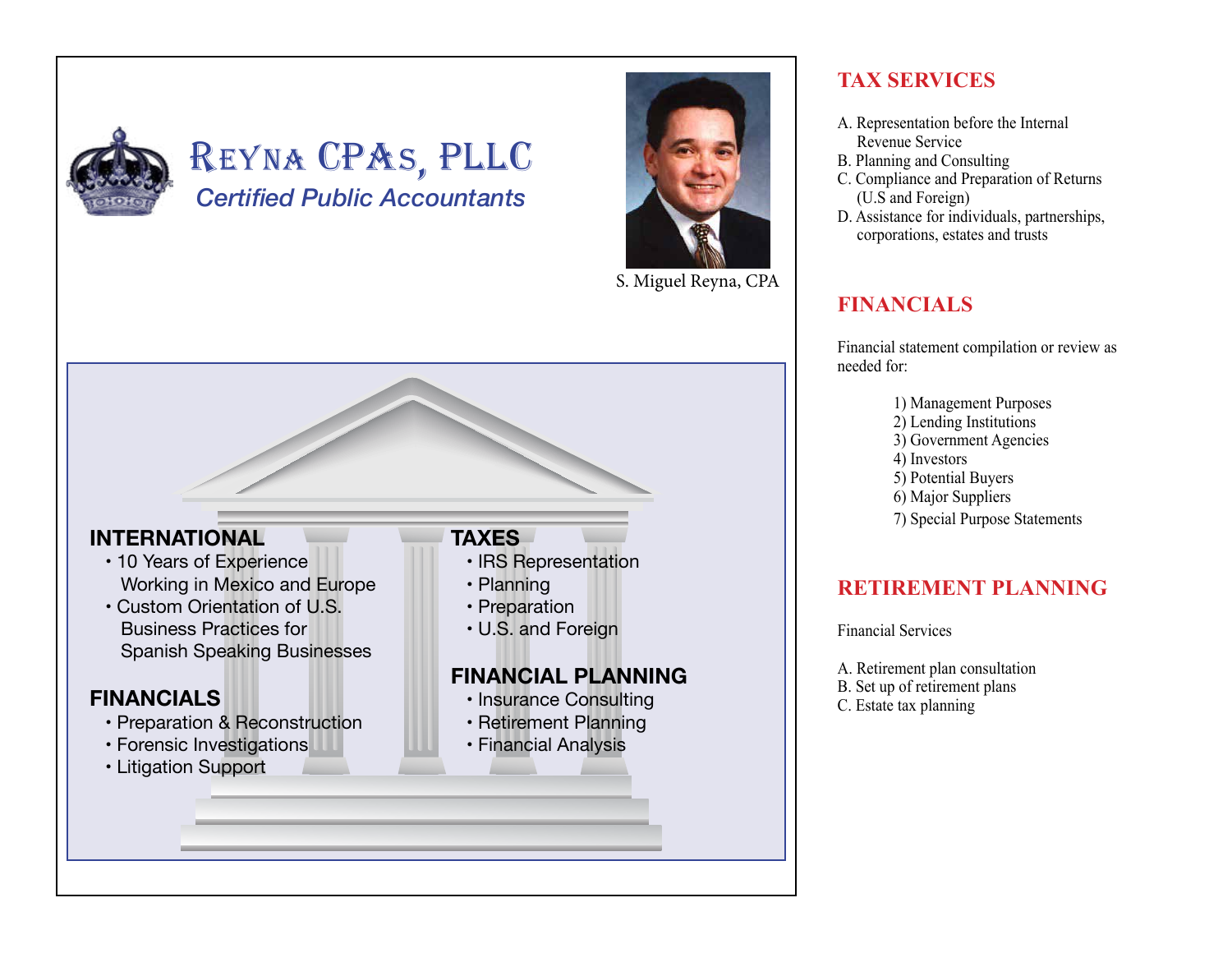# Reyna CPAs, PLLC

*Certified Public Accountants*

S. Miguel Reyna, CPA

**INTERNATIONAL**

- 10 Years of Experience Working in Mexico and Europe
- Custom Orientation of U.S. Business Practices for Spanish Speaking Businesses

**FINANCIALS**

- Preparation & Reconstruction
- Forensic Investigations
- Litigation Support

**TAXES**

- IRS Representation
- Planning
- Preparation
- U.S. and Foreign

**FINANCIAL PLANNING**

- Insurance Consulting
- Retirement Planning
- Financial Analysis

## TAX SERVICES

A. Representation before the Internal Revenue Service
B. Planning and Consulting
C. Compliance and Preparation of Returns (U.S and Foreign)
D. Assistance for individuals, partnerships, corporations, estates and trusts

## FINANCIALS

Financial statement compilation or review as needed for:

1) Management Purposes
2) Lending Institutions
3) Government Agencies
4) Investors
5) Potential Buyers
6) Major Suppliers
7) Special Purpose Statements

## RETIREMENT PLANNING

Financial Services

A. Retirement plan consultation
B. Set up of retirement plans
C. Estate tax planning